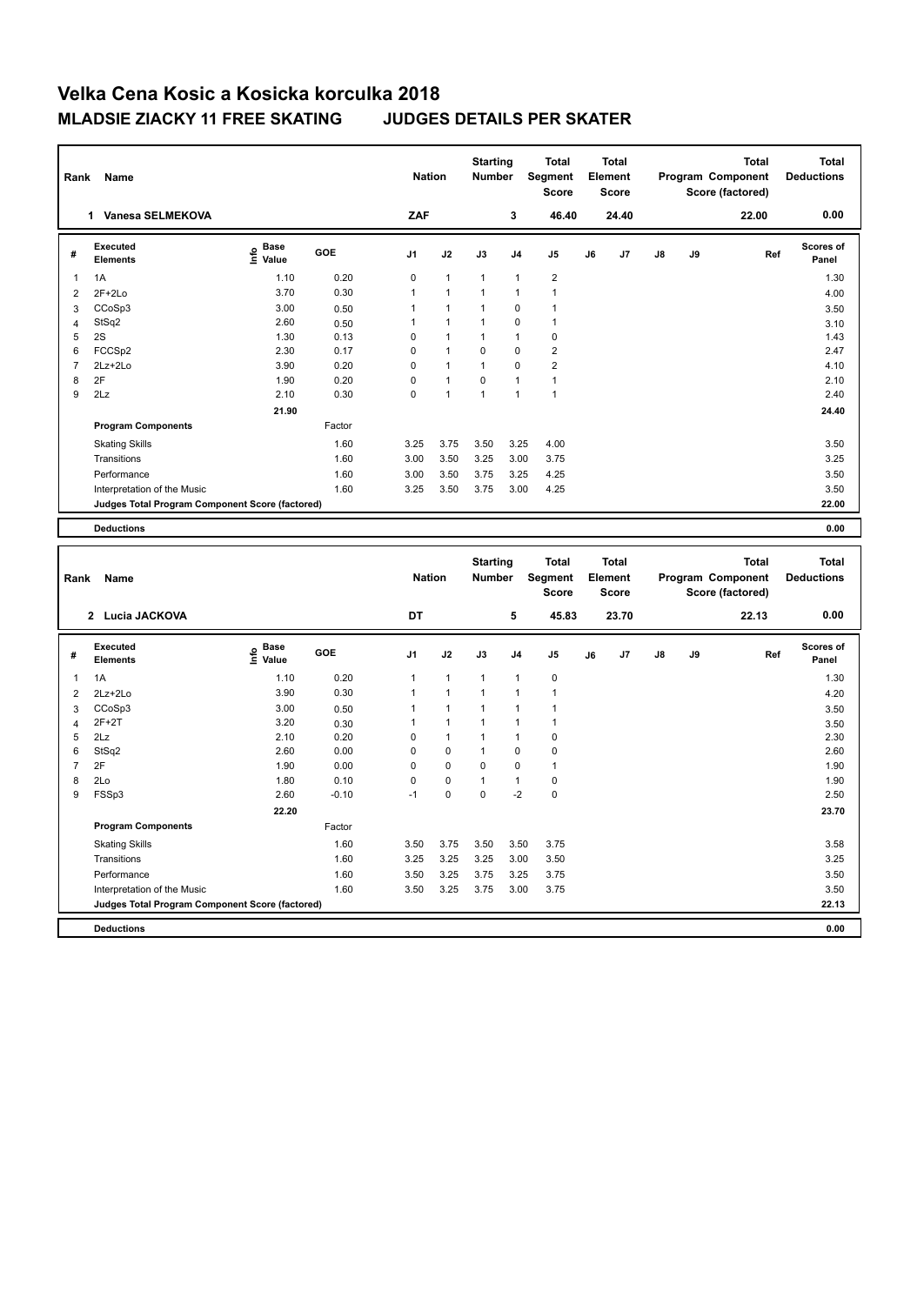# Velka Cena Kosic a Kosicka korculka 2018

## MLADSIE ZIACKY 11 FREE SKATING JUDGES DETAILS PER SKATER

| Rank | Name | Nation | Starting Number | Total Segment Score | Total Element Score | Total Program Component Score (factored) | Total Deductions |
|---|---|---|---|---|---|---|---|
| 1 | Vanesa SELMEKOVA | ZAF | 3 | 46.40 | 24.40 | 22.00 | 0.00 |

| # | Executed Elements | Info | Base Value | GOE | J1 | J2 | J3 | J4 | J5 | J6 | J7 | J8 | J9 | Ref | Scores of Panel |
|---|---|---|---|---|---|---|---|---|---|---|---|---|---|---|---|
| 1 | 1A | | 1.10 | 0.20 | 0 | 1 | 1 | 1 | 2 | | | | | | 1.30 |
| 2 | 2F+2Lo | | 3.70 | 0.30 | 1 | 1 | 1 | 1 | 1 | | | | | | 4.00 |
| 3 | CCoSp3 | | 3.00 | 0.50 | 1 | 1 | 1 | 0 | 1 | | | | | | 3.50 |
| 4 | StSq2 | | 2.60 | 0.50 | 1 | 1 | 1 | 0 | 1 | | | | | | 3.10 |
| 5 | 2S | | 1.30 | 0.13 | 0 | 1 | 1 | 1 | 0 | | | | | | 1.43 |
| 6 | FCCSp2 | | 2.30 | 0.17 | 0 | 1 | 0 | 0 | 2 | | | | | | 2.47 |
| 7 | 2Lz+2Lo | | 3.90 | 0.20 | 0 | 1 | 1 | 0 | 2 | | | | | | 4.10 |
| 8 | 2F | | 1.90 | 0.20 | 0 | 1 | 0 | 1 | 1 | | | | | | 2.10 |
| 9 | 2Lz | | 2.10 | 0.30 | 0 | 1 | 1 | 1 | 1 | | | | | | 2.40 |
| | | | 21.90 | | | | | | | | | | | | 24.40 |
| | **Program Components** | | | Factor | | | | | | | | | | | |
| | Skating Skills | | | 1.60 | 3.25 | 3.75 | 3.50 | 3.25 | 4.00 | | | | | | 3.50 |
| | Transitions | | | 1.60 | 3.00 | 3.50 | 3.25 | 3.00 | 3.75 | | | | | | 3.25 |
| | Performance | | | 1.60 | 3.00 | 3.50 | 3.75 | 3.25 | 4.25 | | | | | | 3.50 |
| | Interpretation of the Music | | | 1.60 | 3.25 | 3.50 | 3.75 | 3.00 | 4.25 | | | | | | 3.50 |
| | **Judges Total Program Component Score (factored)** | | | | | | | | | | | | | | 22.00 |
| | **Deductions** | | | | | | | | | | | | | | 0.00 |

| Rank | Name | Nation | Starting Number | Total Segment Score | Total Element Score | Total Program Component Score (factored) | Total Deductions |
|---|---|---|---|---|---|---|---|
| 2 | Lucia JACKOVA | DT | 5 | 45.83 | 23.70 | 22.13 | 0.00 |

| # | Executed Elements | Info | Base Value | GOE | J1 | J2 | J3 | J4 | J5 | J6 | J7 | J8 | J9 | Ref | Scores of Panel |
|---|---|---|---|---|---|---|---|---|---|---|---|---|---|---|---|
| 1 | 1A | | 1.10 | 0.20 | 1 | 1 | 1 | 1 | 0 | | | | | | 1.30 |
| 2 | 2Lz+2Lo | | 3.90 | 0.30 | 1 | 1 | 1 | 1 | 1 | | | | | | 4.20 |
| 3 | CCoSp3 | | 3.00 | 0.50 | 1 | 1 | 1 | 1 | 1 | | | | | | 3.50 |
| 4 | 2F+2T | | 3.20 | 0.30 | 1 | 1 | 1 | 1 | 1 | | | | | | 3.50 |
| 5 | 2Lz | | 2.10 | 0.20 | 0 | 1 | 1 | 1 | 0 | | | | | | 2.30 |
| 6 | StSq2 | | 2.60 | 0.00 | 0 | 0 | 1 | 0 | 0 | | | | | | 2.60 |
| 7 | 2F | | 1.90 | 0.00 | 0 | 0 | 0 | 0 | 1 | | | | | | 1.90 |
| 8 | 2Lo | | 1.80 | 0.10 | 0 | 0 | 1 | 1 | 0 | | | | | | 1.90 |
| 9 | FSSp3 | | 2.60 | -0.10 | -1 | 0 | 0 | -2 | 0 | | | | | | 2.50 |
| | | | 22.20 | | | | | | | | | | | | 23.70 |
| | **Program Components** | | | Factor | | | | | | | | | | | |
| | Skating Skills | | | 1.60 | 3.50 | 3.75 | 3.50 | 3.50 | 3.75 | | | | | | 3.58 |
| | Transitions | | | 1.60 | 3.25 | 3.25 | 3.25 | 3.00 | 3.50 | | | | | | 3.25 |
| | Performance | | | 1.60 | 3.50 | 3.25 | 3.75 | 3.25 | 3.75 | | | | | | 3.50 |
| | Interpretation of the Music | | | 1.60 | 3.50 | 3.25 | 3.75 | 3.00 | 3.75 | | | | | | 3.50 |
| | **Judges Total Program Component Score (factored)** | | | | | | | | | | | | | | 22.13 |
| | **Deductions** | | | | | | | | | | | | | | 0.00 |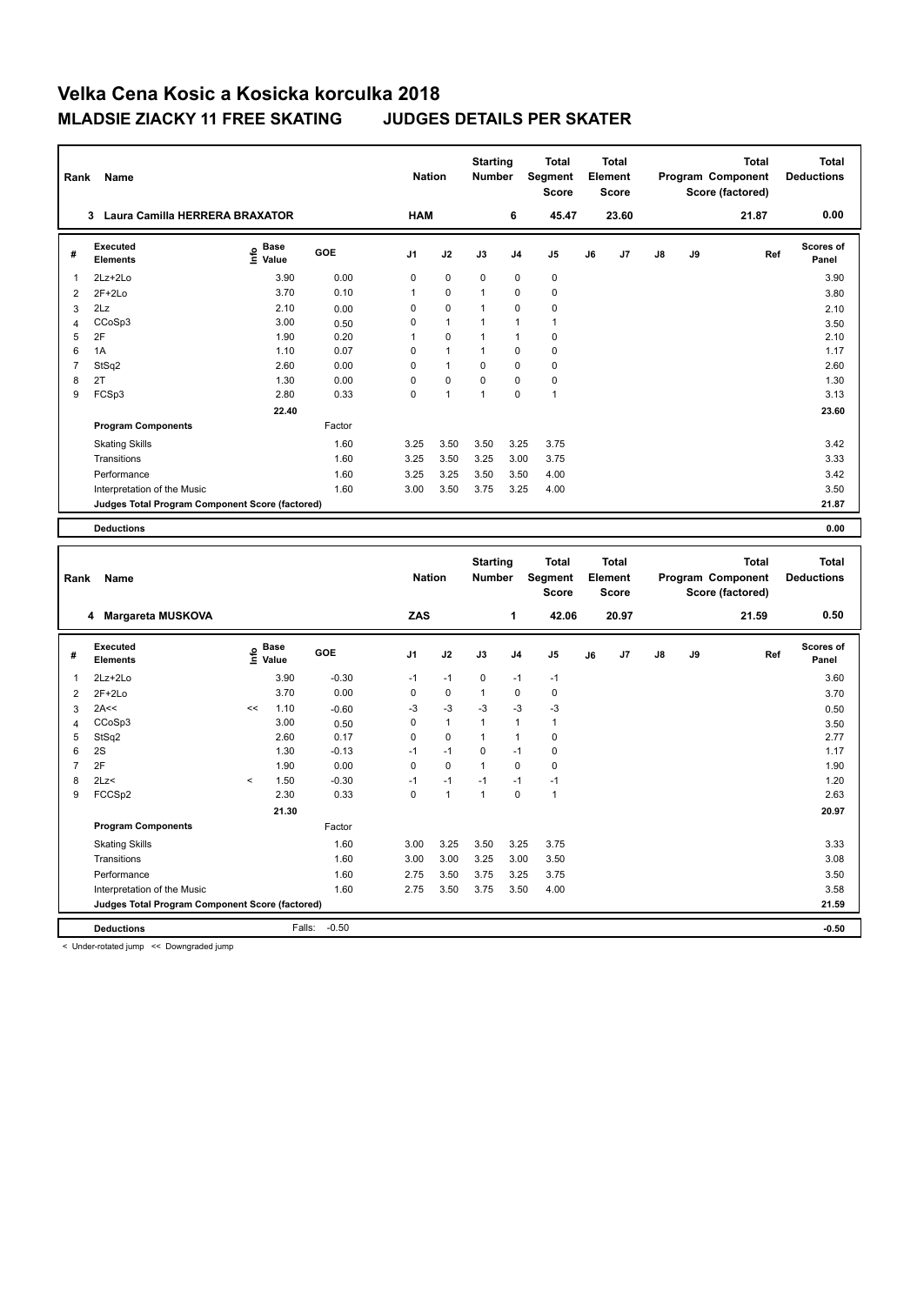# Velka Cena Kosic a Kosicka korculka 2018

## MLADSIE ZIACKY 11 FREE SKATING JUDGES DETAILS PER SKATER

| Rank | Name | Nation | Starting Number | Total Segment Score | Total Element Score | Total Program Component Score (factored) | Total Deductions |
|---|---|---|---|---|---|---|---|
| 3 | Laura Camilla HERRERA BRAXATOR | HAM | 6 | 45.47 | 23.60 | 21.87 | 0.00 |

| # | Executed Elements | Info | Base Value | GOE | J1 | J2 | J3 | J4 | J5 | J6 | J7 | J8 | J9 | Ref | Scores of Panel |
|---|---|---|---|---|---|---|---|---|---|---|---|---|---|---|---|
| 1 | 2Lz+2Lo | | 3.90 | 0.00 | 0 | 0 | 0 | 0 | 0 | | | | | | 3.90 |
| 2 | 2F+2Lo | | 3.70 | 0.10 | 1 | 0 | 1 | 0 | 0 | | | | | | 3.80 |
| 3 | 2Lz | | 2.10 | 0.00 | 0 | 0 | 1 | 0 | 0 | | | | | | 2.10 |
| 4 | CCoSp3 | | 3.00 | 0.50 | 0 | 1 | 1 | 1 | 1 | | | | | | 3.50 |
| 5 | 2F | | 1.90 | 0.20 | 1 | 0 | 1 | 1 | 0 | | | | | | 2.10 |
| 6 | 1A | | 1.10 | 0.07 | 0 | 1 | 1 | 0 | 0 | | | | | | 1.17 |
| 7 | StSq2 | | 2.60 | 0.00 | 0 | 1 | 0 | 0 | 0 | | | | | | 2.60 |
| 8 | 2T | | 1.30 | 0.00 | 0 | 0 | 0 | 0 | 0 | | | | | | 1.30 |
| 9 | FCSp3 | | 2.80 | 0.33 | 0 | 1 | 1 | 0 | 1 | | | | | | 3.13 |
| | | | 22.40 | | | | | | | | | | | | 23.60 |
| | **Program Components** | | | Factor | | | | | | | | | | | |
| | Skating Skills | | | 1.60 | 3.25 | 3.50 | 3.50 | 3.25 | 3.75 | | | | | | 3.42 |
| | Transitions | | | 1.60 | 3.25 | 3.50 | 3.25 | 3.00 | 3.75 | | | | | | 3.33 |
| | Performance | | | 1.60 | 3.25 | 3.25 | 3.50 | 3.50 | 4.00 | | | | | | 3.42 |
| | Interpretation of the Music | | | 1.60 | 3.00 | 3.50 | 3.75 | 3.25 | 4.00 | | | | | | 3.50 |
| | **Judges Total Program Component Score (factored)** | | | | | | | | | | | | | | 21.87 |
| | **Deductions** | | | | | | | | | | | | | | 0.00 |

| Rank | Name | Nation | Starting Number | Total Segment Score | Total Element Score | Total Program Component Score (factored) | Total Deductions |
|---|---|---|---|---|---|---|---|
| 4 | Margareta MUSKOVA | ZAS | 1 | 42.06 | 20.97 | 21.59 | 0.50 |

| # | Executed Elements | Info | Base Value | GOE | J1 | J2 | J3 | J4 | J5 | J6 | J7 | J8 | J9 | Ref | Scores of Panel |
|---|---|---|---|---|---|---|---|---|---|---|---|---|---|---|---|
| 1 | 2Lz+2Lo | | 3.90 | -0.30 | -1 | -1 | 0 | -1 | -1 | | | | | | 3.60 |
| 2 | 2F+2Lo | | 3.70 | 0.00 | 0 | 0 | 1 | 0 | 0 | | | | | | 3.70 |
| 3 | 2A<< | << | 1.10 | -0.60 | -3 | -3 | -3 | -3 | -3 | | | | | | 0.50 |
| 4 | CCoSp3 | | 3.00 | 0.50 | 0 | 1 | 1 | 1 | 1 | | | | | | 3.50 |
| 5 | StSq2 | | 2.60 | 0.17 | 0 | 0 | 1 | 1 | 0 | | | | | | 2.77 |
| 6 | 2S | | 1.30 | -0.13 | -1 | -1 | 0 | -1 | 0 | | | | | | 1.17 |
| 7 | 2F | | 1.90 | 0.00 | 0 | 0 | 1 | 0 | 0 | | | | | | 1.90 |
| 8 | 2Lz< | < | 1.50 | -0.30 | -1 | -1 | -1 | -1 | -1 | | | | | | 1.20 |
| 9 | FCCSp2 | | 2.30 | 0.33 | 0 | 1 | 1 | 0 | 1 | | | | | | 2.63 |
| | | | 21.30 | | | | | | | | | | | | 20.97 |
| | **Program Components** | | | Factor | | | | | | | | | | | |
| | Skating Skills | | | 1.60 | 3.00 | 3.25 | 3.50 | 3.25 | 3.75 | | | | | | 3.33 |
| | Transitions | | | 1.60 | 3.00 | 3.00 | 3.25 | 3.00 | 3.50 | | | | | | 3.08 |
| | Performance | | | 1.60 | 2.75 | 3.50 | 3.75 | 3.25 | 3.75 | | | | | | 3.50 |
| | Interpretation of the Music | | | 1.60 | 2.75 | 3.50 | 3.75 | 3.50 | 4.00 | | | | | | 3.58 |
| | **Judges Total Program Component Score (factored)** | | | | | | | | | | | | | | 21.59 |
| | **Deductions** | | Falls: | -0.50 | | | | | | | | | | | -0.50 |

< Under-rotated jump << Downgraded jump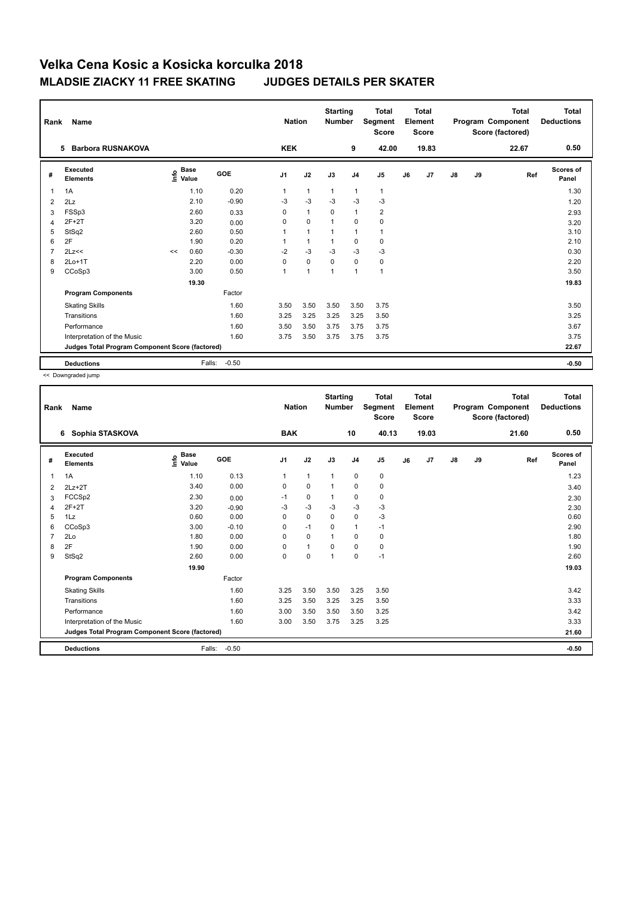# Velka Cena Kosic a Kosicka korculka 2018

## MLADSIE ZIACKY 11 FREE SKATING JUDGES DETAILS PER SKATER

| Rank | Name | Nation | Starting Number | Total Segment Score | Total Element Score | Total Program Component Score (factored) | Total Deductions |
|---|---|---|---|---|---|---|---|
| 5 | Barbora RUSNAKOVA | KEK | 9 | 42.00 | 19.83 | 22.67 | 0.50 |

| # | Executed Elements | Info | Base Value | GOE | J1 | J2 | J3 | J4 | J5 | J6 | J7 | J8 | J9 | Ref | Scores of Panel |
|---|---|---|---|---|---|---|---|---|---|---|---|---|---|---|---|
| 1 | 1A | | 1.10 | 0.20 | 1 | 1 | 1 | 1 | 1 | | | | | | 1.30 |
| 2 | 2Lz | | 2.10 | -0.90 | -3 | -3 | -3 | -3 | -3 | | | | | | 1.20 |
| 3 | FSSp3 | | 2.60 | 0.33 | 0 | 1 | 0 | 1 | 2 | | | | | | 2.93 |
| 4 | 2F+2T | | 3.20 | 0.00 | 0 | 0 | 1 | 0 | 0 | | | | | | 3.20 |
| 5 | StSq2 | | 2.60 | 0.50 | 1 | 1 | 1 | 1 | 1 | | | | | | 3.10 |
| 6 | 2F | | 1.90 | 0.20 | 1 | 1 | 1 | 0 | 0 | | | | | | 2.10 |
| 7 | 2Lz<< | << | 0.60 | -0.30 | -2 | -3 | -3 | -3 | -3 | | | | | | 0.30 |
| 8 | 2Lo+1T | | 2.20 | 0.00 | 0 | 0 | 0 | 0 | 0 | | | | | | 2.20 |
| 9 | CCoSp3 | | 3.00 | 0.50 | 1 | 1 | 1 | 1 | 1 | | | | | | 3.50 |
| | | | 19.30 | | | | | | | | | | | | 19.83 |
| | **Program Components** | | | Factor | | | | | | | | | | | |
| | Skating Skills | | | 1.60 | 3.50 | 3.50 | 3.50 | 3.50 | 3.75 | | | | | | 3.50 |
| | Transitions | | | 1.60 | 3.25 | 3.25 | 3.25 | 3.25 | 3.50 | | | | | | 3.25 |
| | Performance | | | 1.60 | 3.50 | 3.50 | 3.75 | 3.75 | 3.75 | | | | | | 3.67 |
| | Interpretation of the Music | | | 1.60 | 3.75 | 3.50 | 3.75 | 3.75 | 3.75 | | | | | | 3.75 |
| | **Judges Total Program Component Score (factored)** | | | | | | | | | | | | | | 22.67 |
| | **Deductions** | | Falls: | -0.50 | | | | | | | | | | | -0.50 |

<< Downgraded jump

| Rank | Name | Nation | Starting Number | Total Segment Score | Total Element Score | Total Program Component Score (factored) | Total Deductions |
|---|---|---|---|---|---|---|---|
| 6 | Sophia STASKOVA | BAK | 10 | 40.13 | 19.03 | 21.60 | 0.50 |

| # | Executed Elements | Info | Base Value | GOE | J1 | J2 | J3 | J4 | J5 | J6 | J7 | J8 | J9 | Ref | Scores of Panel |
|---|---|---|---|---|---|---|---|---|---|---|---|---|---|---|---|
| 1 | 1A | | 1.10 | 0.13 | 1 | 1 | 1 | 0 | 0 | | | | | | 1.23 |
| 2 | 2Lz+2T | | 3.40 | 0.00 | 0 | 0 | 1 | 0 | 0 | | | | | | 3.40 |
| 3 | FCCSp2 | | 2.30 | 0.00 | -1 | 0 | 1 | 0 | 0 | | | | | | 2.30 |
| 4 | 2F+2T | | 3.20 | -0.90 | -3 | -3 | -3 | -3 | -3 | | | | | | 2.30 |
| 5 | 1Lz | | 0.60 | 0.00 | 0 | 0 | 0 | 0 | -3 | | | | | | 0.60 |
| 6 | CCoSp3 | | 3.00 | -0.10 | 0 | -1 | 0 | 1 | -1 | | | | | | 2.90 |
| 7 | 2Lo | | 1.80 | 0.00 | 0 | 0 | 1 | 0 | 0 | | | | | | 1.80 |
| 8 | 2F | | 1.90 | 0.00 | 0 | 1 | 0 | 0 | 0 | | | | | | 1.90 |
| 9 | StSq2 | | 2.60 | 0.00 | 0 | 0 | 1 | 0 | -1 | | | | | | 2.60 |
| | | | 19.90 | | | | | | | | | | | | 19.03 |
| | **Program Components** | | | Factor | | | | | | | | | | | |
| | Skating Skills | | | 1.60 | 3.25 | 3.50 | 3.50 | 3.25 | 3.50 | | | | | | 3.42 |
| | Transitions | | | 1.60 | 3.25 | 3.50 | 3.25 | 3.25 | 3.50 | | | | | | 3.33 |
| | Performance | | | 1.60 | 3.00 | 3.50 | 3.50 | 3.50 | 3.25 | | | | | | 3.42 |
| | Interpretation of the Music | | | 1.60 | 3.00 | 3.50 | 3.75 | 3.25 | 3.25 | | | | | | 3.33 |
| | **Judges Total Program Component Score (factored)** | | | | | | | | | | | | | | 21.60 |
| | **Deductions** | | Falls: | -0.50 | | | | | | | | | | | -0.50 |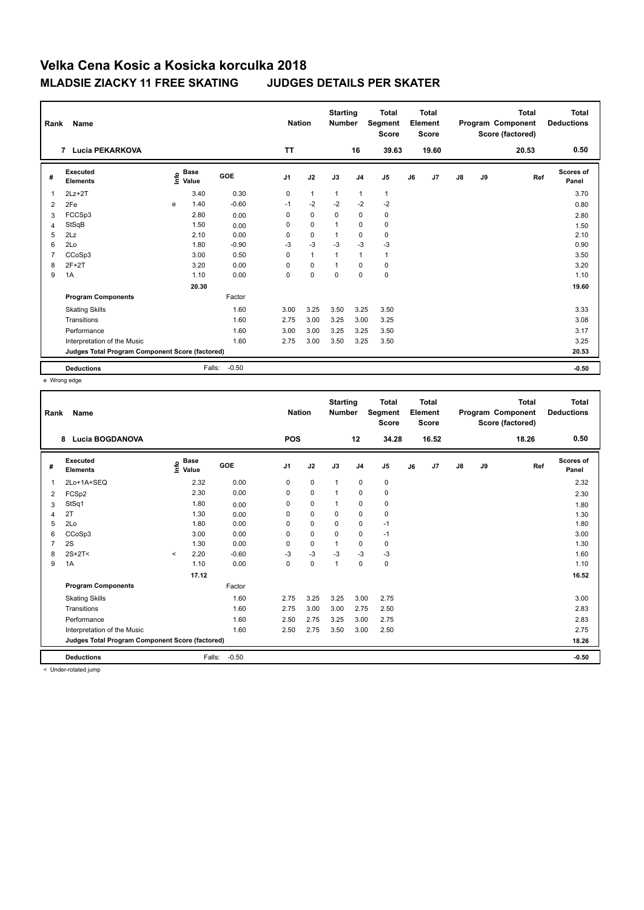# Velka Cena Kosic a Kosicka korculka 2018

## MLADSIE ZIACKY 11 FREE SKATING JUDGES DETAILS PER SKATER

| Rank | Name | Nation | Starting Number | Total Segment Score | Total Element Score | Total Program Component Score (factored) | Total Deductions |
|---|---|---|---|---|---|---|---|
| 7 | Lucia PEKARKOVA | TT | 16 | 39.63 | 19.60 | 20.53 | 0.50 |

| # | Executed Elements | Info | Base Value | GOE | J1 | J2 | J3 | J4 | J5 | J6 | J7 | J8 | J9 | Ref | Scores of Panel |
|---|---|---|---|---|---|---|---|---|---|---|---|---|---|---|---|
| 1 | 2Lz+2T | | 3.40 | 0.30 | 0 | 1 | 1 | 1 | 1 | | | | | | 3.70 |
| 2 | 2Fe | e | 1.40 | -0.60 | -1 | -2 | -2 | -2 | -2 | | | | | | 0.80 |
| 3 | FCCSp3 | | 2.80 | 0.00 | 0 | 0 | 0 | 0 | 0 | | | | | | 2.80 |
| 4 | StSqB | | 1.50 | 0.00 | 0 | 0 | 1 | 0 | 0 | | | | | | 1.50 |
| 5 | 2Lz | | 2.10 | 0.00 | 0 | 0 | 1 | 0 | 0 | | | | | | 2.10 |
| 6 | 2Lo | | 1.80 | -0.90 | -3 | -3 | -3 | -3 | -3 | | | | | | 0.90 |
| 7 | CCoSp3 | | 3.00 | 0.50 | 0 | 1 | 1 | 1 | 1 | | | | | | 3.50 |
| 8 | 2F+2T | | 3.20 | 0.00 | 0 | 0 | 1 | 0 | 0 | | | | | | 3.20 |
| 9 | 1A | | 1.10 | 0.00 | 0 | 0 | 0 | 0 | 0 | | | | | | 1.10 |
| | | | 20.30 | | | | | | | | | | | | 19.60 |
| | **Program Components** | | | Factor | | | | | | | | | | | |
| | Skating Skills | | | 1.60 | 3.00 | 3.25 | 3.50 | 3.25 | 3.50 | | | | | | 3.33 |
| | Transitions | | | 1.60 | 2.75 | 3.00 | 3.25 | 3.00 | 3.25 | | | | | | 3.08 |
| | Performance | | | 1.60 | 3.00 | 3.00 | 3.25 | 3.25 | 3.50 | | | | | | 3.17 |
| | Interpretation of the Music | | | 1.60 | 2.75 | 3.00 | 3.50 | 3.25 | 3.50 | | | | | | 3.25 |
| | **Judges Total Program Component Score (factored)** | | | | | | | | | | | | | | 20.53 |
| | **Deductions** | | Falls: | -0.50 | | | | | | | | | | | -0.50 |

e Wrong edge

| Rank | Name | Nation | Starting Number | Total Segment Score | Total Element Score | Total Program Component Score (factored) | Total Deductions |
|---|---|---|---|---|---|---|---|
| 8 | Lucia BOGDANOVA | POS | 12 | 34.28 | 16.52 | 18.26 | 0.50 |

| # | Executed Elements | Info | Base Value | GOE | J1 | J2 | J3 | J4 | J5 | J6 | J7 | J8 | J9 | Ref | Scores of Panel |
|---|---|---|---|---|---|---|---|---|---|---|---|---|---|---|---|
| 1 | 2Lo+1A+SEQ | | 2.32 | 0.00 | 0 | 0 | 1 | 0 | 0 | | | | | | 2.32 |
| 2 | FCSp2 | | 2.30 | 0.00 | 0 | 0 | 1 | 0 | 0 | | | | | | 2.30 |
| 3 | StSq1 | | 1.80 | 0.00 | 0 | 0 | 1 | 0 | 0 | | | | | | 1.80 |
| 4 | 2T | | 1.30 | 0.00 | 0 | 0 | 0 | 0 | 0 | | | | | | 1.30 |
| 5 | 2Lo | | 1.80 | 0.00 | 0 | 0 | 0 | 0 | -1 | | | | | | 1.80 |
| 6 | CCoSp3 | | 3.00 | 0.00 | 0 | 0 | 0 | 0 | -1 | | | | | | 3.00 |
| 7 | 2S | | 1.30 | 0.00 | 0 | 0 | 1 | 0 | 0 | | | | | | 1.30 |
| 8 | 2S+2T< | < | 2.20 | -0.60 | -3 | -3 | -3 | -3 | -3 | | | | | | 1.60 |
| 9 | 1A | | 1.10 | 0.00 | 0 | 0 | 1 | 0 | 0 | | | | | | 1.10 |
| | | | 17.12 | | | | | | | | | | | | 16.52 |
| | **Program Components** | | | Factor | | | | | | | | | | | |
| | Skating Skills | | | 1.60 | 2.75 | 3.25 | 3.25 | 3.00 | 2.75 | | | | | | 3.00 |
| | Transitions | | | 1.60 | 2.75 | 3.00 | 3.00 | 2.75 | 2.50 | | | | | | 2.83 |
| | Performance | | | 1.60 | 2.50 | 2.75 | 3.25 | 3.00 | 2.75 | | | | | | 2.83 |
| | Interpretation of the Music | | | 1.60 | 2.50 | 2.75 | 3.50 | 3.00 | 2.50 | | | | | | 2.75 |
| | **Judges Total Program Component Score (factored)** | | | | | | | | | | | | | | 18.26 |
| | **Deductions** | | Falls: | -0.50 | | | | | | | | | | | -0.50 |

< Under-rotated jump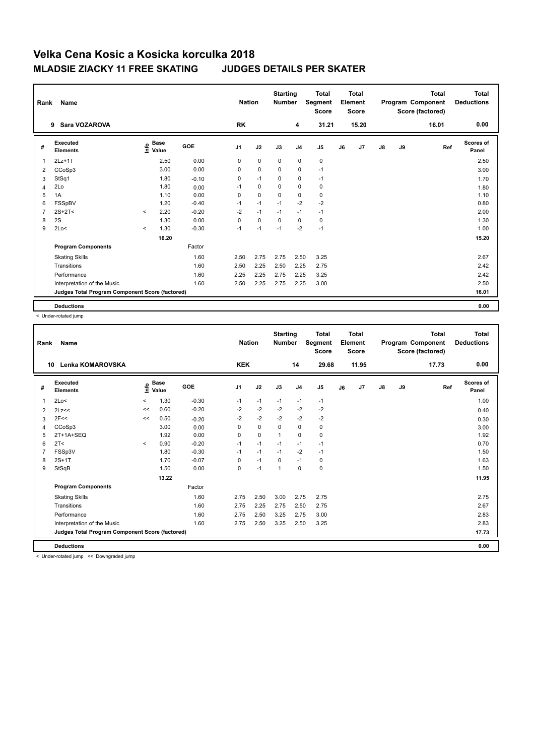# Velka Cena Kosic a Kosicka korculka 2018

## MLADSIE ZIACKY 11 FREE SKATING JUDGES DETAILS PER SKATER

| Rank | Name | Nation | Starting Number | Total Segment Score | Total Element Score | Total Program Component Score (factored) | Total Deductions |
|---|---|---|---|---|---|---|---|
| 9 | Sara VOZAROVA | RK | 4 | 31.21 | 15.20 | 16.01 | 0.00 |

| # | Executed Elements | Info | Base Value | GOE | J1 | J2 | J3 | J4 | J5 | J6 | J7 | J8 | J9 | Ref | Scores of Panel |
|---|---|---|---|---|---|---|---|---|---|---|---|---|---|---|---|
| 1 | 2Lz+1T | | 2.50 | 0.00 | 0 | 0 | 0 | 0 | 0 | | | | | | 2.50 |
| 2 | CCoSp3 | | 3.00 | 0.00 | 0 | 0 | 0 | 0 | -1 | | | | | | 3.00 |
| 3 | StSq1 | | 1.80 | -0.10 | 0 | -1 | 0 | 0 | -1 | | | | | | 1.70 |
| 4 | 2Lo | | 1.80 | 0.00 | -1 | 0 | 0 | 0 | 0 | | | | | | 1.80 |
| 5 | 1A | | 1.10 | 0.00 | 0 | 0 | 0 | 0 | 0 | | | | | | 1.10 |
| 6 | FSSpBV | | 1.20 | -0.40 | -1 | -1 | -1 | -2 | -2 | | | | | | 0.80 |
| 7 | 2S+2T< | < | 2.20 | -0.20 | -2 | -1 | -1 | -1 | -1 | | | | | | 2.00 |
| 8 | 2S | | 1.30 | 0.00 | 0 | 0 | 0 | 0 | 0 | | | | | | 1.30 |
| 9 | 2Lo< | < | 1.30 | -0.30 | -1 | -1 | -1 | -2 | -1 | | | | | | 1.00 |
| | | | 16.20 | | | | | | | | | | | | 15.20 |
| | **Program Components** | | | Factor | | | | | | | | | | | |
| | Skating Skills | | | 1.60 | 2.50 | 2.75 | 2.75 | 2.50 | 3.25 | | | | | | 2.67 |
| | Transitions | | | 1.60 | 2.50 | 2.25 | 2.50 | 2.25 | 2.75 | | | | | | 2.42 |
| | Performance | | | 1.60 | 2.25 | 2.25 | 2.75 | 2.25 | 3.25 | | | | | | 2.42 |
| | Interpretation of the Music | | | 1.60 | 2.50 | 2.25 | 2.75 | 2.25 | 3.00 | | | | | | 2.50 |
| | **Judges Total Program Component Score (factored)** | | | | | | | | | | | | | | 16.01 |
| | **Deductions** | | | | | | | | | | | | | | 0.00 |

< Under-rotated jump

| Rank | Name | Nation | Starting Number | Total Segment Score | Total Element Score | Total Program Component Score (factored) | Total Deductions |
|---|---|---|---|---|---|---|---|
| 10 | Lenka KOMAROVSKA | KEK | 14 | 29.68 | 11.95 | 17.73 | 0.00 |

| # | Executed Elements | Info | Base Value | GOE | J1 | J2 | J3 | J4 | J5 | J6 | J7 | J8 | J9 | Ref | Scores of Panel |
|---|---|---|---|---|---|---|---|---|---|---|---|---|---|---|---|
| 1 | 2Lo< | < | 1.30 | -0.30 | -1 | -1 | -1 | -1 | -1 | | | | | | 1.00 |
| 2 | 2Lz<< | << | 0.60 | -0.20 | -2 | -2 | -2 | -2 | -2 | | | | | | 0.40 |
| 3 | 2F<< | << | 0.50 | -0.20 | -2 | -2 | -2 | -2 | -2 | | | | | | 0.30 |
| 4 | CCoSp3 | | 3.00 | 0.00 | 0 | 0 | 0 | 0 | 0 | | | | | | 3.00 |
| 5 | 2T+1A+SEQ | | 1.92 | 0.00 | 0 | 0 | 1 | 0 | 0 | | | | | | 1.92 |
| 6 | 2T< | < | 0.90 | -0.20 | -1 | -1 | -1 | -1 | -1 | | | | | | 0.70 |
| 7 | FSSp3V | | 1.80 | -0.30 | -1 | -1 | -1 | -2 | -1 | | | | | | 1.50 |
| 8 | 2S+1T | | 1.70 | -0.07 | 0 | -1 | 0 | -1 | 0 | | | | | | 1.63 |
| 9 | StSqB | | 1.50 | 0.00 | 0 | -1 | 1 | 0 | 0 | | | | | | 1.50 |
| | | | 13.22 | | | | | | | | | | | | 11.95 |
| | **Program Components** | | | Factor | | | | | | | | | | | |
| | Skating Skills | | | 1.60 | 2.75 | 2.50 | 3.00 | 2.75 | 2.75 | | | | | | 2.75 |
| | Transitions | | | 1.60 | 2.75 | 2.25 | 2.75 | 2.50 | 2.75 | | | | | | 2.67 |
| | Performance | | | 1.60 | 2.75 | 2.50 | 3.25 | 2.75 | 3.00 | | | | | | 2.83 |
| | Interpretation of the Music | | | 1.60 | 2.75 | 2.50 | 3.25 | 2.50 | 3.25 | | | | | | 2.83 |
| | **Judges Total Program Component Score (factored)** | | | | | | | | | | | | | | 17.73 |
| | **Deductions** | | | | | | | | | | | | | | 0.00 |

< Under-rotated jump << Downgraded jump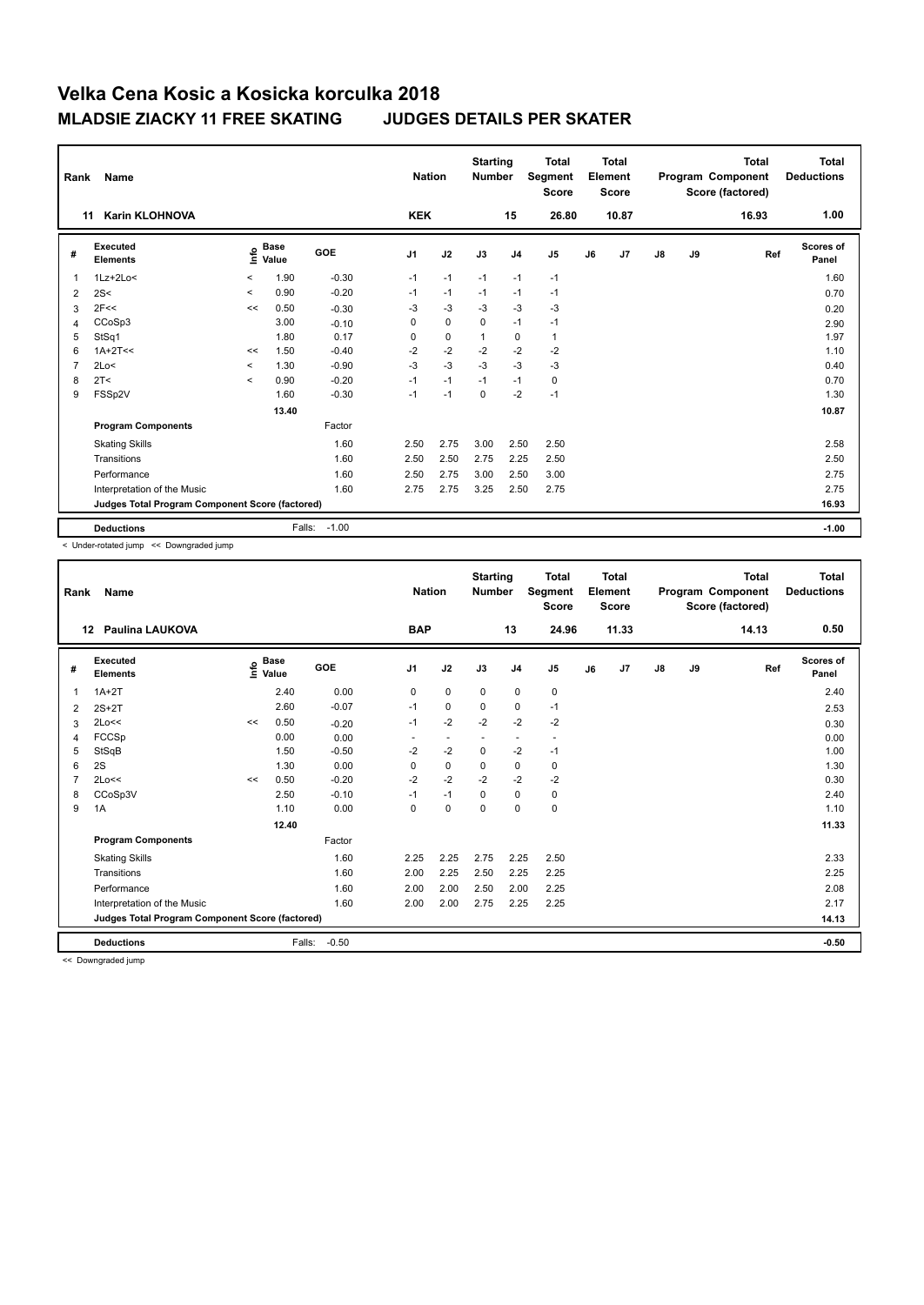# Velka Cena Kosic a Kosicka korculka 2018

## MLADSIE ZIACKY 11 FREE SKATING JUDGES DETAILS PER SKATER

| Rank | Name | Nation | Starting Number | Total Segment Score | Total Element Score | Total Program Component Score (factored) | Total Deductions |
|---|---|---|---|---|---|---|---|
| 11 | Karin KLOHNOVA | KEK | 15 | 26.80 | 10.87 | 16.93 | 1.00 |

| # | Executed Elements | Info | Base Value | GOE | J1 | J2 | J3 | J4 | J5 | J6 | J7 | J8 | J9 | Ref | Scores of Panel |
|---|---|---|---|---|---|---|---|---|---|---|---|---|---|---|---|
| 1 | 1Lz+2Lo< | < | 1.90 | -0.30 | -1 | -1 | -1 | -1 | -1 | | | | | | 1.60 |
| 2 | 2S< | < | 0.90 | -0.20 | -1 | -1 | -1 | -1 | -1 | | | | | | 0.70 |
| 3 | 2F<< | << | 0.50 | -0.30 | -3 | -3 | -3 | -3 | -3 | | | | | | 0.20 |
| 4 | CCoSp3 | | 3.00 | -0.10 | 0 | 0 | 0 | -1 | -1 | | | | | | 2.90 |
| 5 | StSq1 | | 1.80 | 0.17 | 0 | 0 | 1 | 0 | 1 | | | | | | 1.97 |
| 6 | 1A+2T<< | << | 1.50 | -0.40 | -2 | -2 | -2 | -2 | -2 | | | | | | 1.10 |
| 7 | 2Lo< | < | 1.30 | -0.90 | -3 | -3 | -3 | -3 | -3 | | | | | | 0.40 |
| 8 | 2T< | < | 0.90 | -0.20 | -1 | -1 | -1 | -1 | 0 | | | | | | 0.70 |
| 9 | FSSp2V | | 1.60 | -0.30 | -1 | -1 | 0 | -2 | -1 | | | | | | 1.30 |
| | | | 13.40 | | | | | | | | | | | | 10.87 |
| | **Program Components** | | | Factor | | | | | | | | | | | |
| | Skating Skills | | | 1.60 | 2.50 | 2.75 | 3.00 | 2.50 | 2.50 | | | | | | 2.58 |
| | Transitions | | | 1.60 | 2.50 | 2.50 | 2.75 | 2.25 | 2.50 | | | | | | 2.50 |
| | Performance | | | 1.60 | 2.50 | 2.75 | 3.00 | 2.50 | 3.00 | | | | | | 2.75 |
| | Interpretation of the Music | | | 1.60 | 2.75 | 2.75 | 3.25 | 2.50 | 2.75 | | | | | | 2.75 |
| | **Judges Total Program Component Score (factored)** | | | | | | | | | | | | | | 16.93 |
| | **Deductions** | | Falls: | -1.00 | | | | | | | | | | | -1.00 |

< Under-rotated jump << Downgraded jump

| Rank | Name | Nation | Starting Number | Total Segment Score | Total Element Score | Total Program Component Score (factored) | Total Deductions |
|---|---|---|---|---|---|---|---|
| 12 | Paulina LAUKOVA | BAP | 13 | 24.96 | 11.33 | 14.13 | 0.50 |

| # | Executed Elements | Info | Base Value | GOE | J1 | J2 | J3 | J4 | J5 | J6 | J7 | J8 | J9 | Ref | Scores of Panel |
|---|---|---|---|---|---|---|---|---|---|---|---|---|---|---|---|
| 1 | 1A+2T | | 2.40 | 0.00 | 0 | 0 | 0 | 0 | 0 | | | | | | 2.40 |
| 2 | 2S+2T | | 2.60 | -0.07 | -1 | 0 | 0 | 0 | -1 | | | | | | 2.53 |
| 3 | 2Lo<< | << | 0.50 | -0.20 | -1 | -2 | -2 | -2 | -2 | | | | | | 0.30 |
| 4 | FCCSp | | 0.00 | 0.00 | - | - | - | - | - | | | | | | 0.00 |
| 5 | StSqB | | 1.50 | -0.50 | -2 | -2 | 0 | -2 | -1 | | | | | | 1.00 |
| 6 | 2S | | 1.30 | 0.00 | 0 | 0 | 0 | 0 | 0 | | | | | | 1.30 |
| 7 | 2Lo<< | << | 0.50 | -0.20 | -2 | -2 | -2 | -2 | -2 | | | | | | 0.30 |
| 8 | CCoSp3V | | 2.50 | -0.10 | -1 | -1 | 0 | 0 | 0 | | | | | | 2.40 |
| 9 | 1A | | 1.10 | 0.00 | 0 | 0 | 0 | 0 | 0 | | | | | | 1.10 |
| | | | 12.40 | | | | | | | | | | | | 11.33 |
| | **Program Components** | | | Factor | | | | | | | | | | | |
| | Skating Skills | | | 1.60 | 2.25 | 2.25 | 2.75 | 2.25 | 2.50 | | | | | | 2.33 |
| | Transitions | | | 1.60 | 2.00 | 2.25 | 2.50 | 2.25 | 2.25 | | | | | | 2.25 |
| | Performance | | | 1.60 | 2.00 | 2.00 | 2.50 | 2.00 | 2.25 | | | | | | 2.08 |
| | Interpretation of the Music | | | 1.60 | 2.00 | 2.00 | 2.75 | 2.25 | 2.25 | | | | | | 2.17 |
| | **Judges Total Program Component Score (factored)** | | | | | | | | | | | | | | 14.13 |
| | **Deductions** | | Falls: | -0.50 | | | | | | | | | | | -0.50 |

<< Downgraded jump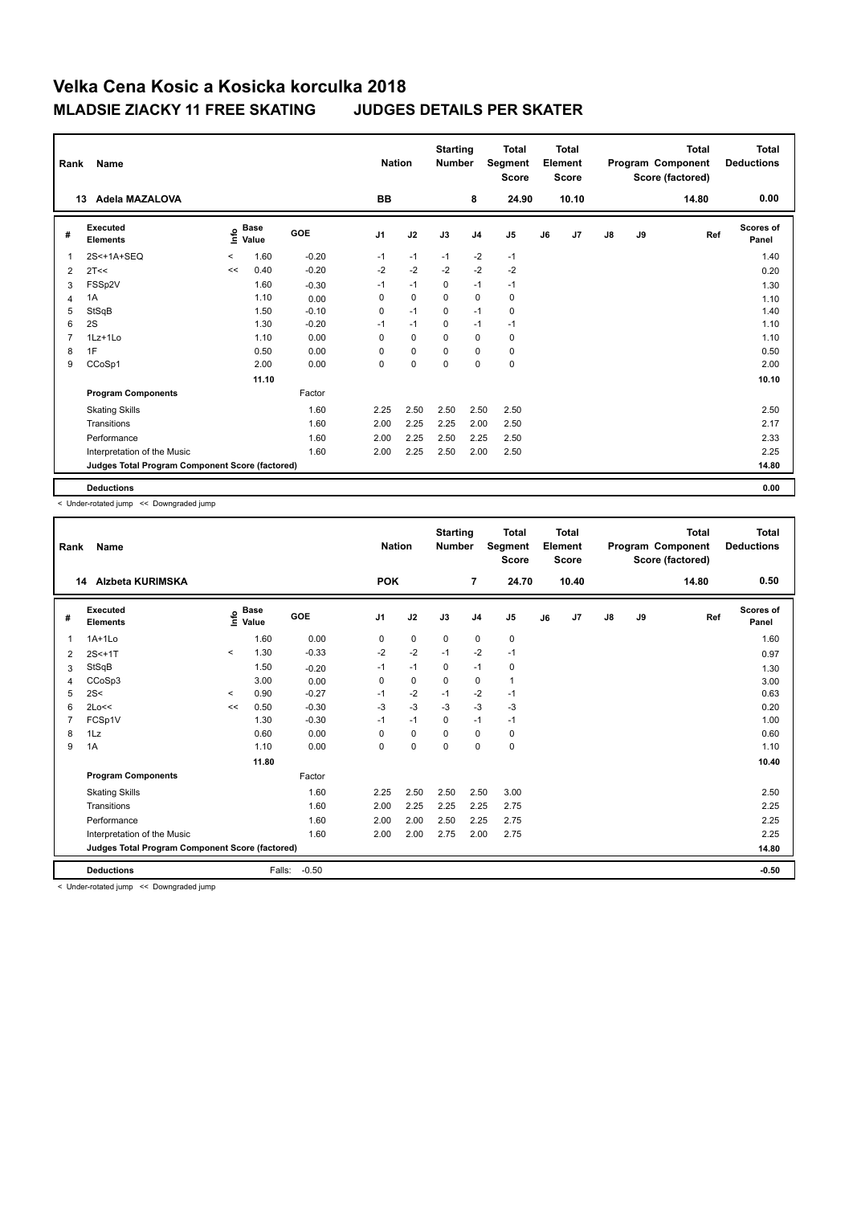# Velka Cena Kosic a Kosicka korculka 2018

## MLADSIE ZIACKY 11 FREE SKATING JUDGES DETAILS PER SKATER

| Rank | Name | Nation | Starting Number | Total Segment Score | Total Element Score | Total Program Component Score (factored) | Total Deductions |
|---|---|---|---|---|---|---|---|
| 13 | Adela MAZALOVA | BB | 8 | 24.90 | 10.10 | 14.80 | 0.00 |

| # | Executed Elements | Info | Base Value | GOE | J1 | J2 | J3 | J4 | J5 | J6 | J7 | J8 | J9 | Ref | Scores of Panel |
|---|---|---|---|---|---|---|---|---|---|---|---|---|---|---|---|
| 1 | 2S<+1A+SEQ | < | 1.60 | -0.20 | -1 | -1 | -1 | -2 | -1 | | | | | | 1.40 |
| 2 | 2T<< | << | 0.40 | -0.20 | -2 | -2 | -2 | -2 | -2 | | | | | | 0.20 |
| 3 | FSSp2V | | 1.60 | -0.30 | -1 | -1 | 0 | -1 | -1 | | | | | | 1.30 |
| 4 | 1A | | 1.10 | 0.00 | 0 | 0 | 0 | 0 | 0 | | | | | | 1.10 |
| 5 | StSqB | | 1.50 | -0.10 | 0 | -1 | 0 | -1 | 0 | | | | | | 1.40 |
| 6 | 2S | | 1.30 | -0.20 | -1 | -1 | 0 | -1 | -1 | | | | | | 1.10 |
| 7 | 1Lz+1Lo | | 1.10 | 0.00 | 0 | 0 | 0 | 0 | 0 | | | | | | 1.10 |
| 8 | 1F | | 0.50 | 0.00 | 0 | 0 | 0 | 0 | 0 | | | | | | 0.50 |
| 9 | CCoSp1 | | 2.00 | 0.00 | 0 | 0 | 0 | 0 | 0 | | | | | | 2.00 |
| | | | 11.10 | | | | | | | | | | | | 10.10 |
| | **Program Components** | | | Factor | | | | | | | | | | | |
| | Skating Skills | | | 1.60 | 2.25 | 2.50 | 2.50 | 2.50 | 2.50 | | | | | | 2.50 |
| | Transitions | | | 1.60 | 2.00 | 2.25 | 2.25 | 2.00 | 2.50 | | | | | | 2.17 |
| | Performance | | | 1.60 | 2.00 | 2.25 | 2.50 | 2.25 | 2.50 | | | | | | 2.33 |
| | Interpretation of the Music | | | 1.60 | 2.00 | 2.25 | 2.50 | 2.00 | 2.50 | | | | | | 2.25 |
| | **Judges Total Program Component Score (factored)** | | | | | | | | | | | | | | 14.80 |
| | **Deductions** | | | | | | | | | | | | | | 0.00 |

< Under-rotated jump << Downgraded jump

| Rank | Name | Nation | Starting Number | Total Segment Score | Total Element Score | Total Program Component Score (factored) | Total Deductions |
|---|---|---|---|---|---|---|---|
| 14 | Alzbeta KURIMSKA | POK | 7 | 24.70 | 10.40 | 14.80 | 0.50 |

| # | Executed Elements | Info | Base Value | GOE | J1 | J2 | J3 | J4 | J5 | J6 | J7 | J8 | J9 | Ref | Scores of Panel |
|---|---|---|---|---|---|---|---|---|---|---|---|---|---|---|---|
| 1 | 1A+1Lo | | 1.60 | 0.00 | 0 | 0 | 0 | 0 | 0 | | | | | | 1.60 |
| 2 | 2S<+1T | < | 1.30 | -0.33 | -2 | -2 | -1 | -2 | -1 | | | | | | 0.97 |
| 3 | StSqB | | 1.50 | -0.20 | -1 | -1 | 0 | -1 | 0 | | | | | | 1.30 |
| 4 | CCoSp3 | | 3.00 | 0.00 | 0 | 0 | 0 | 0 | 1 | | | | | | 3.00 |
| 5 | 2S< | < | 0.90 | -0.27 | -1 | -2 | -1 | -2 | -1 | | | | | | 0.63 |
| 6 | 2Lo<< | << | 0.50 | -0.30 | -3 | -3 | -3 | -3 | -3 | | | | | | 0.20 |
| 7 | FCSp1V | | 1.30 | -0.30 | -1 | -1 | 0 | -1 | -1 | | | | | | 1.00 |
| 8 | 1Lz | | 0.60 | 0.00 | 0 | 0 | 0 | 0 | 0 | | | | | | 0.60 |
| 9 | 1A | | 1.10 | 0.00 | 0 | 0 | 0 | 0 | 0 | | | | | | 1.10 |
| | | | 11.80 | | | | | | | | | | | | 10.40 |
| | **Program Components** | | | Factor | | | | | | | | | | | |
| | Skating Skills | | | 1.60 | 2.25 | 2.50 | 2.50 | 2.50 | 3.00 | | | | | | 2.50 |
| | Transitions | | | 1.60 | 2.00 | 2.25 | 2.25 | 2.25 | 2.75 | | | | | | 2.25 |
| | Performance | | | 1.60 | 2.00 | 2.00 | 2.50 | 2.25 | 2.75 | | | | | | 2.25 |
| | Interpretation of the Music | | | 1.60 | 2.00 | 2.00 | 2.75 | 2.00 | 2.75 | | | | | | 2.25 |
| | **Judges Total Program Component Score (factored)** | | | | | | | | | | | | | | 14.80 |
| | **Deductions** | | Falls: | -0.50 | | | | | | | | | | | -0.50 |

< Under-rotated jump << Downgraded jump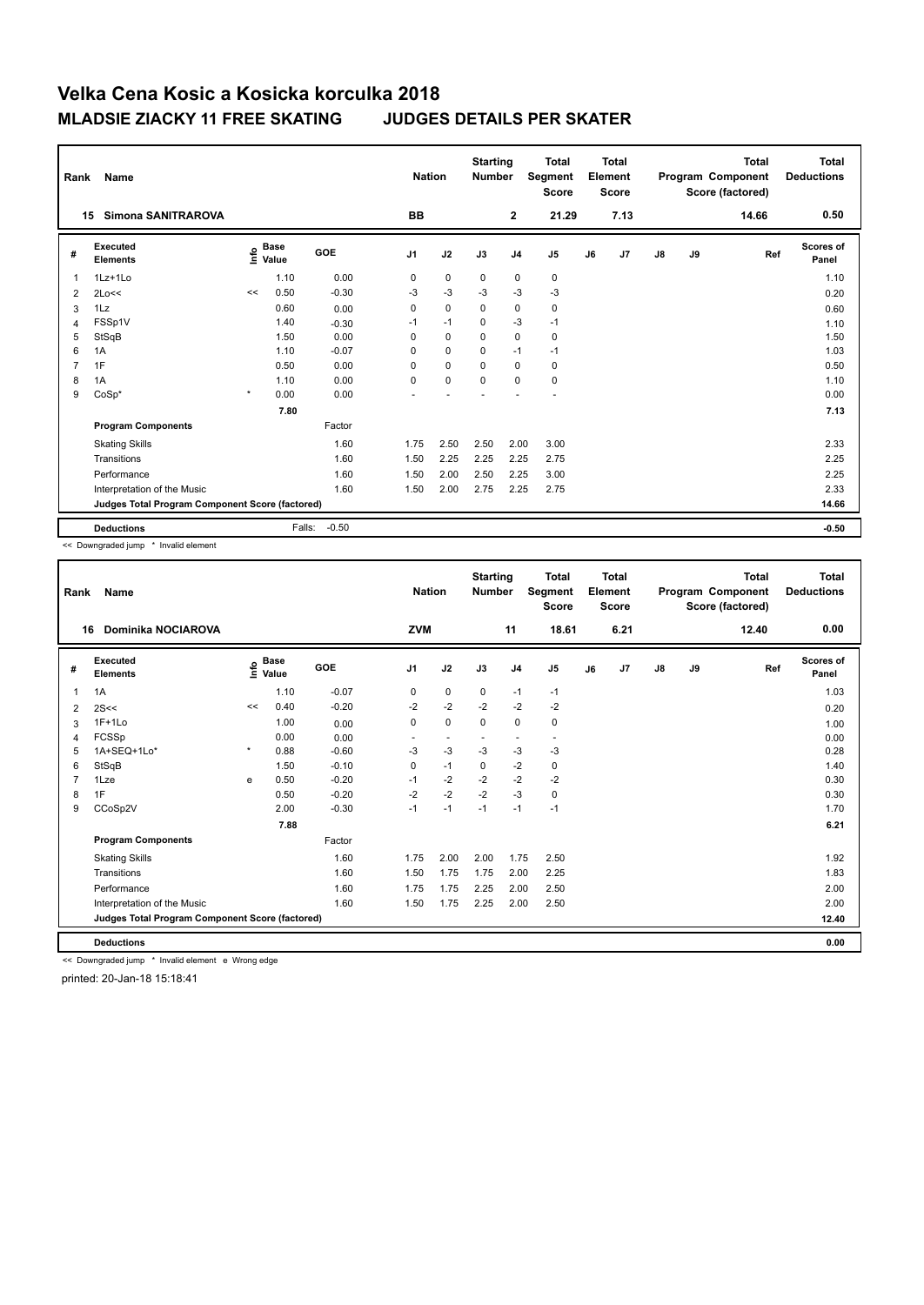# Velka Cena Kosic a Kosicka korculka 2018

## MLADSIE ZIACKY 11 FREE SKATING JUDGES DETAILS PER SKATER

| Rank | Name | Nation | Starting Number | Total Segment Score | Total Element Score | Total Program Component Score (factored) | Total Deductions |
|---|---|---|---|---|---|---|---|
| 15 | Simona SANITRAROVA | BB | 2 | 21.29 | 7.13 | 14.66 | 0.50 |

| # | Executed Elements | Info | Base Value | GOE | J1 | J2 | J3 | J4 | J5 | J6 | J7 | J8 | J9 | Ref | Scores of Panel |
|---|---|---|---|---|---|---|---|---|---|---|---|---|---|---|---|
| 1 | 1Lz+1Lo | | 1.10 | 0.00 | 0 | 0 | 0 | 0 | 0 | | | | | | 1.10 |
| 2 | 2Lo<< | << | 0.50 | -0.30 | -3 | -3 | -3 | -3 | -3 | | | | | | 0.20 |
| 3 | 1Lz | | 0.60 | 0.00 | 0 | 0 | 0 | 0 | 0 | | | | | | 0.60 |
| 4 | FSSp1V | | 1.40 | -0.30 | -1 | -1 | 0 | -3 | -1 | | | | | | 1.10 |
| 5 | StSqB | | 1.50 | 0.00 | 0 | 0 | 0 | 0 | 0 | | | | | | 1.50 |
| 6 | 1A | | 1.10 | -0.07 | 0 | 0 | 0 | -1 | -1 | | | | | | 1.03 |
| 7 | 1F | | 0.50 | 0.00 | 0 | 0 | 0 | 0 | 0 | | | | | | 0.50 |
| 8 | 1A | | 1.10 | 0.00 | 0 | 0 | 0 | 0 | 0 | | | | | | 1.10 |
| 9 | CoSp* | * | 0.00 | 0.00 | - | - | - | - | - | | | | | | 0.00 |
| | | | 7.80 | | | | | | | | | | | | 7.13 |
| | **Program Components** | | | Factor | | | | | | | | | | | |
| | Skating Skills | | | 1.60 | 1.75 | 2.50 | 2.50 | 2.00 | 3.00 | | | | | | 2.33 |
| | Transitions | | | 1.60 | 1.50 | 2.25 | 2.25 | 2.25 | 2.75 | | | | | | 2.25 |
| | Performance | | | 1.60 | 1.50 | 2.00 | 2.50 | 2.25 | 3.00 | | | | | | 2.25 |
| | Interpretation of the Music | | | 1.60 | 1.50 | 2.00 | 2.75 | 2.25 | 2.75 | | | | | | 2.33 |
| | **Judges Total Program Component Score (factored)** | | | | | | | | | | | | | | 14.66 |
| | **Deductions** | | Falls: | -0.50 | | | | | | | | | | | -0.50 |

<< Downgraded jump * Invalid element

| Rank | Name | Nation | Starting Number | Total Segment Score | Total Element Score | Total Program Component Score (factored) | Total Deductions |
|---|---|---|---|---|---|---|---|
| 16 | Dominika NOCIAROVA | ZVM | 11 | 18.61 | 6.21 | 12.40 | 0.00 |

| # | Executed Elements | Info | Base Value | GOE | J1 | J2 | J3 | J4 | J5 | J6 | J7 | J8 | J9 | Ref | Scores of Panel |
|---|---|---|---|---|---|---|---|---|---|---|---|---|---|---|---|
| 1 | 1A | | 1.10 | -0.07 | 0 | 0 | 0 | -1 | -1 | | | | | | 1.03 |
| 2 | 2S<< | << | 0.40 | -0.20 | -2 | -2 | -2 | -2 | -2 | | | | | | 0.20 |
| 3 | 1F+1Lo | | 1.00 | 0.00 | 0 | 0 | 0 | 0 | 0 | | | | | | 1.00 |
| 4 | FCSSp | | 0.00 | 0.00 | - | - | - | - | - | | | | | | 0.00 |
| 5 | 1A+SEQ+1Lo* | * | 0.88 | -0.60 | -3 | -3 | -3 | -3 | -3 | | | | | | 0.28 |
| 6 | StSqB | | 1.50 | -0.10 | 0 | -1 | 0 | -2 | 0 | | | | | | 1.40 |
| 7 | 1Lze | e | 0.50 | -0.20 | -1 | -2 | -2 | -2 | -2 | | | | | | 0.30 |
| 8 | 1F | | 0.50 | -0.20 | -2 | -2 | -2 | -3 | 0 | | | | | | 0.30 |
| 9 | CCoSp2V | | 2.00 | -0.30 | -1 | -1 | -1 | -1 | -1 | | | | | | 1.70 |
| | | | 7.88 | | | | | | | | | | | | 6.21 |
| | **Program Components** | | | Factor | | | | | | | | | | | |
| | Skating Skills | | | 1.60 | 1.75 | 2.00 | 2.00 | 1.75 | 2.50 | | | | | | 1.92 |
| | Transitions | | | 1.60 | 1.50 | 1.75 | 1.75 | 2.00 | 2.25 | | | | | | 1.83 |
| | Performance | | | 1.60 | 1.75 | 1.75 | 2.25 | 2.00 | 2.50 | | | | | | 2.00 |
| | Interpretation of the Music | | | 1.60 | 1.50 | 1.75 | 2.25 | 2.00 | 2.50 | | | | | | 2.00 |
| | **Judges Total Program Component Score (factored)** | | | | | | | | | | | | | | 12.40 |
| | **Deductions** | | | | | | | | | | | | | | 0.00 |

<< Downgraded jump * Invalid element e Wrong edge

printed: 20-Jan-18 15:18:41